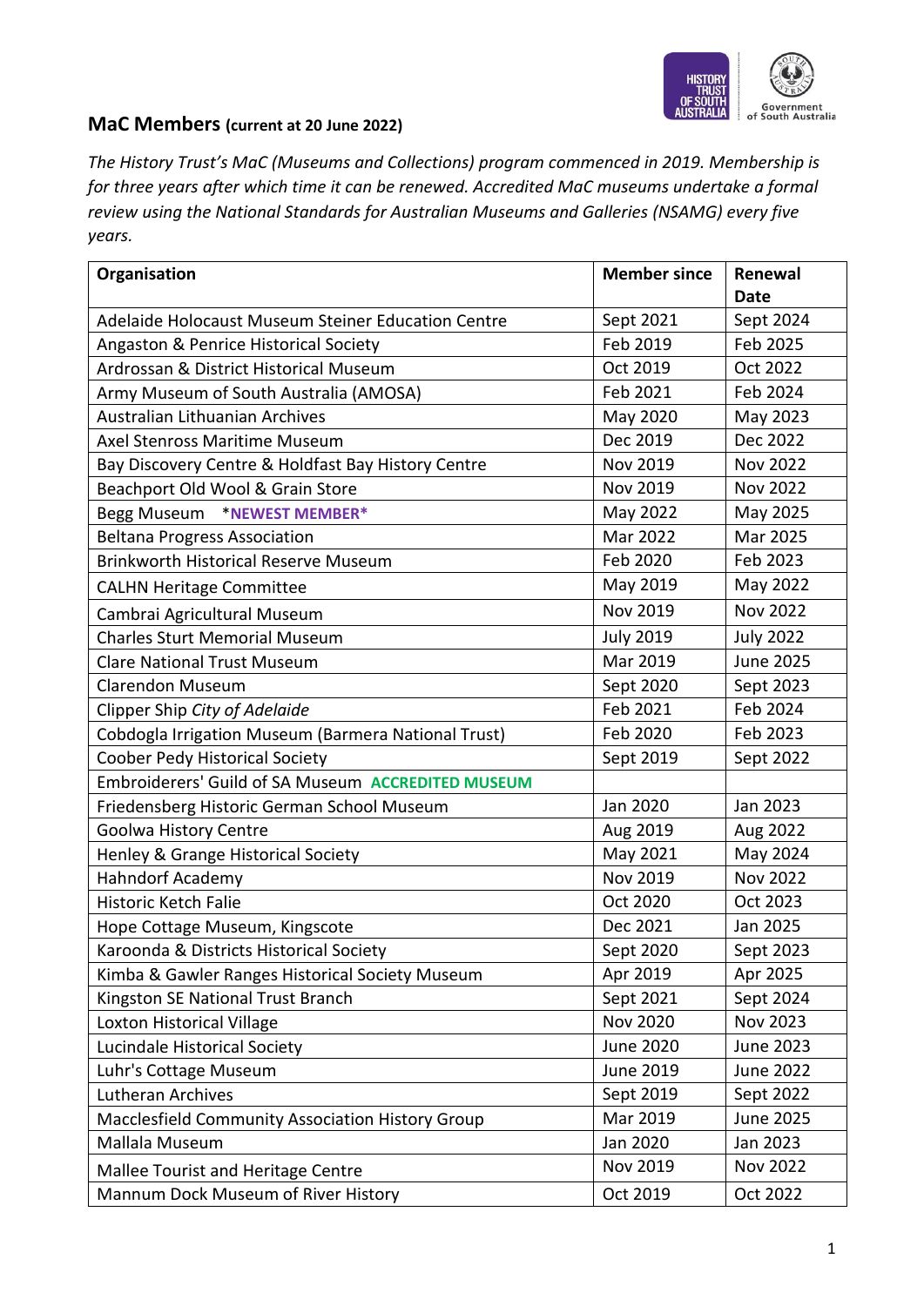## MaC Members (current at 20 June 2022)

*The History Trust's MaC (Museums and Collections) program commenced in 2019. Membership is for three years after which time it can be renewed. Accredited MaC museums undertake a formal review using the National Standards for Australian Museums and Galleries (NSAMG) every five years.*

| Organisation | Member since | Renewal Date |
|---|---|---|
| Adelaide Holocaust Museum Steiner Education Centre | Sept 2021 | Sept 2024 |
| Angaston & Penrice Historical Society | Feb 2019 | Feb 2025 |
| Ardrossan & District Historical Museum | Oct 2019 | Oct 2022 |
| Army Museum of South Australia (AMOSA) | Feb 2021 | Feb 2024 |
| Australian Lithuanian Archives | May 2020 | May 2023 |
| Axel Stenross Maritime Museum | Dec 2019 | Dec 2022 |
| Bay Discovery Centre & Holdfast Bay History Centre | Nov 2019 | Nov 2022 |
| Beachport Old Wool & Grain Store | Nov 2019 | Nov 2022 |
| Begg Museum *NEWEST MEMBER* | May 2022 | May 2025 |
| Beltana Progress Association | Mar 2022 | Mar 2025 |
| Brinkworth Historical Reserve Museum | Feb 2020 | Feb 2023 |
| CALHN Heritage Committee | May 2019 | May 2022 |
| Cambrai Agricultural Museum | Nov 2019 | Nov 2022 |
| Charles Sturt Memorial Museum | July 2019 | July 2022 |
| Clare National Trust Museum | Mar 2019 | June 2025 |
| Clarendon Museum | Sept 2020 | Sept 2023 |
| Clipper Ship *City of Adelaide* | Feb 2021 | Feb 2024 |
| Cobdogla Irrigation Museum (Barmera National Trust) | Feb 2020 | Feb 2023 |
| Coober Pedy Historical Society | Sept 2019 | Sept 2022 |
| Embroiderers' Guild of SA Museum **ACCREDITED MUSEUM** | | |
| Friedensberg Historic German School Museum | Jan 2020 | Jan 2023 |
| Goolwa History Centre | Aug 2019 | Aug 2022 |
| Henley & Grange Historical Society | May 2021 | May 2024 |
| Hahndorf Academy | Nov 2019 | Nov 2022 |
| Historic Ketch Falie | Oct 2020 | Oct 2023 |
| Hope Cottage Museum, Kingscote | Dec 2021 | Jan 2025 |
| Karoonda & Districts Historical Society | Sept 2020 | Sept 2023 |
| Kimba & Gawler Ranges Historical Society Museum | Apr 2019 | Apr 2025 |
| Kingston SE National Trust Branch | Sept 2021 | Sept 2024 |
| Loxton Historical Village | Nov 2020 | Nov 2023 |
| Lucindale Historical Society | June 2020 | June 2023 |
| Luhr's Cottage Museum | June 2019 | June 2022 |
| Lutheran Archives | Sept 2019 | Sept 2022 |
| Macclesfield Community Association History Group | Mar 2019 | June 2025 |
| Mallala Museum | Jan 2020 | Jan 2023 |
| Mallee Tourist and Heritage Centre | Nov 2019 | Nov 2022 |
| Mannum Dock Museum of River History | Oct 2019 | Oct 2022 |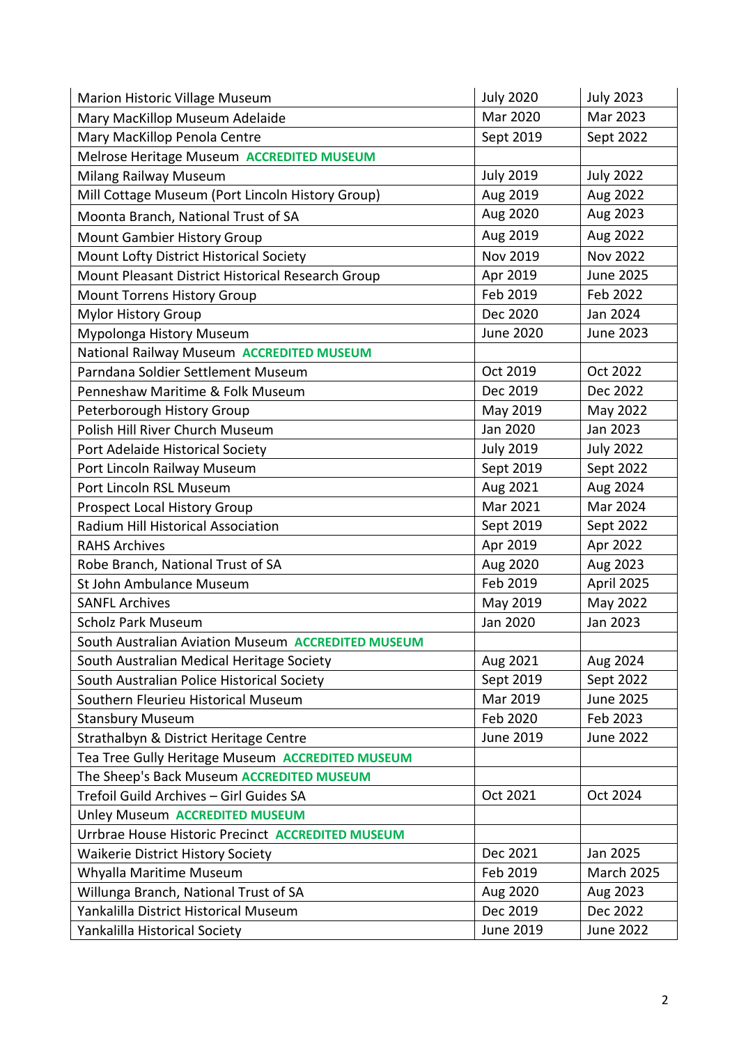| | | |
|---|---|---|
| Marion Historic Village Museum | July 2020 | July 2023 |
| Mary MacKillop Museum Adelaide | Mar 2020 | Mar 2023 |
| Mary MacKillop Penola Centre | Sept 2019 | Sept 2022 |
| Melrose Heritage Museum **ACCREDITED MUSEUM** | | |
| Milang Railway Museum | July 2019 | July 2022 |
| Mill Cottage Museum (Port Lincoln History Group) | Aug 2019 | Aug 2022 |
| Moonta Branch, National Trust of SA | Aug 2020 | Aug 2023 |
| Mount Gambier History Group | Aug 2019 | Aug 2022 |
| Mount Lofty District Historical Society | Nov 2019 | Nov 2022 |
| Mount Pleasant District Historical Research Group | Apr 2019 | June 2025 |
| Mount Torrens History Group | Feb 2019 | Feb 2022 |
| Mylor History Group | Dec 2020 | Jan 2024 |
| Mypolonga History Museum | June 2020 | June 2023 |
| National Railway Museum **ACCREDITED MUSEUM** | | |
| Parndana Soldier Settlement Museum | Oct 2019 | Oct 2022 |
| Penneshaw Maritime & Folk Museum | Dec 2019 | Dec 2022 |
| Peterborough History Group | May 2019 | May 2022 |
| Polish Hill River Church Museum | Jan 2020 | Jan 2023 |
| Port Adelaide Historical Society | July 2019 | July 2022 |
| Port Lincoln Railway Museum | Sept 2019 | Sept 2022 |
| Port Lincoln RSL Museum | Aug 2021 | Aug 2024 |
| Prospect Local History Group | Mar 2021 | Mar 2024 |
| Radium Hill Historical Association | Sept 2019 | Sept 2022 |
| RAHS Archives | Apr 2019 | Apr 2022 |
| Robe Branch, National Trust of SA | Aug 2020 | Aug 2023 |
| St John Ambulance Museum | Feb 2019 | April 2025 |
| SANFL Archives | May 2019 | May 2022 |
| Scholz Park Museum | Jan 2020 | Jan 2023 |
| South Australian Aviation Museum **ACCREDITED MUSEUM** | | |
| South Australian Medical Heritage Society | Aug 2021 | Aug 2024 |
| South Australian Police Historical Society | Sept 2019 | Sept 2022 |
| Southern Fleurieu Historical Museum | Mar 2019 | June 2025 |
| Stansbury Museum | Feb 2020 | Feb 2023 |
| Strathalbyn & District Heritage Centre | June 2019 | June 2022 |
| Tea Tree Gully Heritage Museum **ACCREDITED MUSEUM** | | |
| The Sheep's Back Museum **ACCREDITED MUSEUM** | | |
| Trefoil Guild Archives – Girl Guides SA | Oct 2021 | Oct 2024 |
| Unley Museum **ACCREDITED MUSEUM** | | |
| Urrbrae House Historic Precinct **ACCREDITED MUSEUM** | | |
| Waikerie District History Society | Dec 2021 | Jan 2025 |
| Whyalla Maritime Museum | Feb 2019 | March 2025 |
| Willunga Branch, National Trust of SA | Aug 2020 | Aug 2023 |
| Yankalilla District Historical Museum | Dec 2019 | Dec 2022 |
| Yankalilla Historical Society | June 2019 | June 2022 |